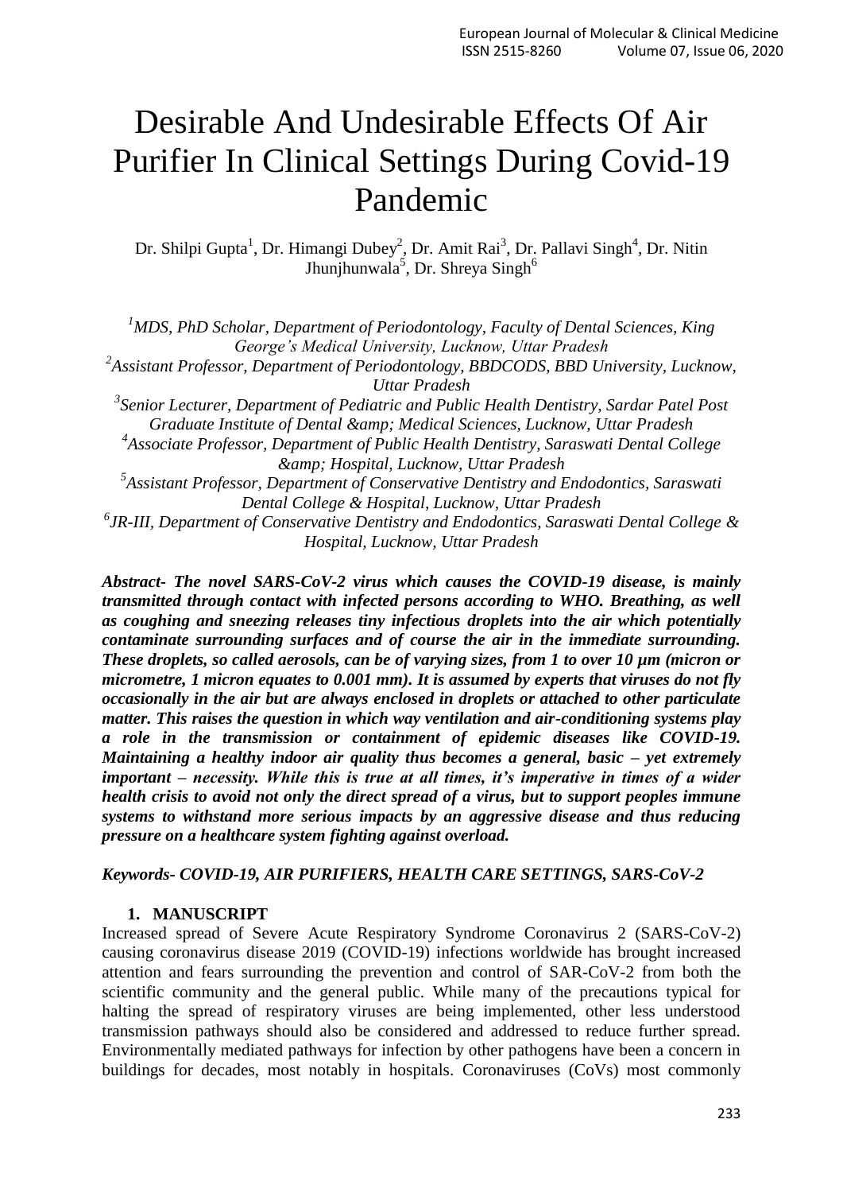# Desirable And Undesirable Effects Of Air Purifier In Clinical Settings During Covid-19 Pandemic

Dr. Shilpi Gupta[1], Dr. Himangi Dubey[2], Dr. Amit Rai[3], Dr. Pallavi Singh[4], Dr. Nitin Jhunjhunwala[5], Dr. Shreya Singh[6]

*[1]MDS, PhD Scholar, Department of Periodontology, Faculty of Dental Sciences, King George's Medical University, Lucknow, Uttar Pradesh*
*[2]Assistant Professor, Department of Periodontology, BBDCODS, BBD University, Lucknow, Uttar Pradesh*
*[3]Senior Lecturer, Department of Pediatric and Public Health Dentistry, Sardar Patel Post Graduate Institute of Dental &amp; Medical Sciences, Lucknow, Uttar Pradesh*
*[4]Associate Professor, Department of Public Health Dentistry, Saraswati Dental College &amp; Hospital, Lucknow, Uttar Pradesh*
*[5]Assistant Professor, Department of Conservative Dentistry and Endodontics, Saraswati Dental College & Hospital, Lucknow, Uttar Pradesh*
*[6]JR-III, Department of Conservative Dentistry and Endodontics, Saraswati Dental College & Hospital, Lucknow, Uttar Pradesh*

***Abstract- The novel SARS-CoV-2 virus which causes the COVID-19 disease, is mainly transmitted through contact with infected persons according to WHO. Breathing, as well as coughing and sneezing releases tiny infectious droplets into the air which potentially contaminate surrounding surfaces and of course the air in the immediate surrounding. These droplets, so called aerosols, can be of varying sizes, from 1 to over 10 µm (micron or micrometre, 1 micron equates to 0.001 mm). It is assumed by experts that viruses do not fly occasionally in the air but are always enclosed in droplets or attached to other particulate matter. This raises the question in which way ventilation and air-conditioning systems play a role in the transmission or containment of epidemic diseases like COVID-19. Maintaining a healthy indoor air quality thus becomes a general, basic – yet extremely important – necessity. While this is true at all times, it's imperative in times of a wider health crisis to avoid not only the direct spread of a virus, but to support peoples immune systems to withstand more serious impacts by an aggressive disease and thus reducing pressure on a healthcare system fighting against overload.***

***Keywords- COVID-19, AIR PURIFIERS, HEALTH CARE SETTINGS, SARS-CoV-2***

## 1. MANUSCRIPT

Increased spread of Severe Acute Respiratory Syndrome Coronavirus 2 (SARS-CoV-2) causing coronavirus disease 2019 (COVID-19) infections worldwide has brought increased attention and fears surrounding the prevention and control of SAR-CoV-2 from both the scientific community and the general public. While many of the precautions typical for halting the spread of respiratory viruses are being implemented, other less understood transmission pathways should also be considered and addressed to reduce further spread. Environmentally mediated pathways for infection by other pathogens have been a concern in buildings for decades, most notably in hospitals. Coronaviruses (CoVs) most commonly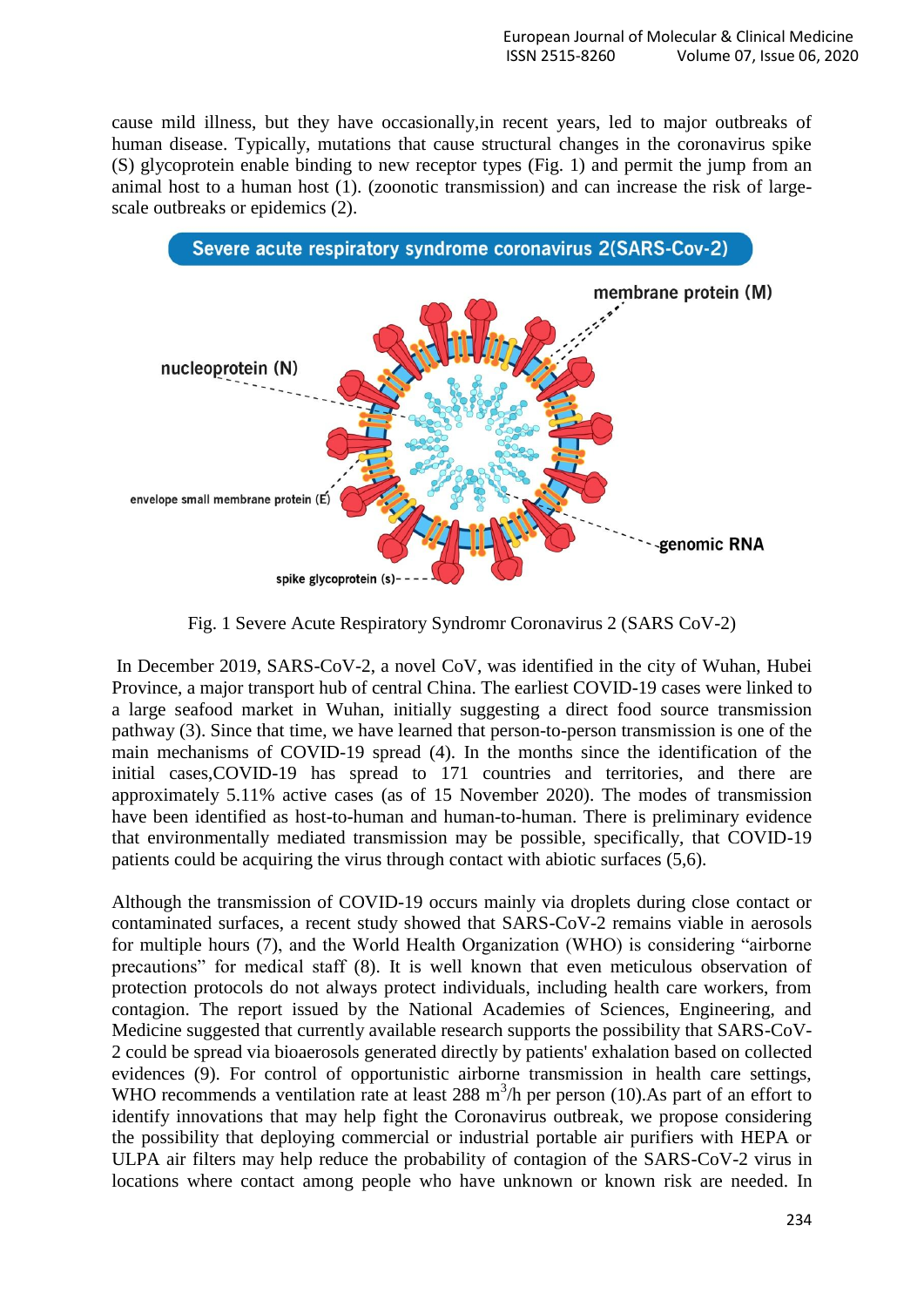cause mild illness, but they have occasionally,in recent years, led to major outbreaks of human disease. Typically, mutations that cause structural changes in the coronavirus spike (S) glycoprotein enable binding to new receptor types (Fig. 1) and permit the jump from an animal host to a human host (1). (zoonotic transmission) and can increase the risk of large-scale outbreaks or epidemics (2).

Fig. 1 Severe Acute Respiratory Syndromr Coronavirus 2 (SARS CoV-2)

In December 2019, SARS-CoV-2, a novel CoV, was identified in the city of Wuhan, Hubei Province, a major transport hub of central China. The earliest COVID-19 cases were linked to a large seafood market in Wuhan, initially suggesting a direct food source transmission pathway (3). Since that time, we have learned that person-to-person transmission is one of the main mechanisms of COVID-19 spread (4). In the months since the identification of the initial cases,COVID-19 has spread to 171 countries and territories, and there are approximately 5.11% active cases (as of 15 November 2020). The modes of transmission have been identified as host-to-human and human-to-human. There is preliminary evidence that environmentally mediated transmission may be possible, specifically, that COVID-19 patients could be acquiring the virus through contact with abiotic surfaces (5,6).

Although the transmission of COVID-19 occurs mainly via droplets during close contact or contaminated surfaces, a recent study showed that SARS-CoV-2 remains viable in aerosols for multiple hours (7), and the World Health Organization (WHO) is considering "airborne precautions" for medical staff (8). It is well known that even meticulous observation of protection protocols do not always protect individuals, including health care workers, from contagion. The report issued by the National Academies of Sciences, Engineering, and Medicine suggested that currently available research supports the possibility that SARS-CoV-2 could be spread via bioaerosols generated directly by patients' exhalation based on collected evidences (9). For control of opportunistic airborne transmission in health care settings, WHO recommends a ventilation rate at least 288 $m^3$/h per person (10).As part of an effort to identify innovations that may help fight the Coronavirus outbreak, we propose considering the possibility that deploying commercial or industrial portable air purifiers with HEPA or ULPA air filters may help reduce the probability of contagion of the SARS-CoV-2 virus in locations where contact among people who have unknown or known risk are needed. In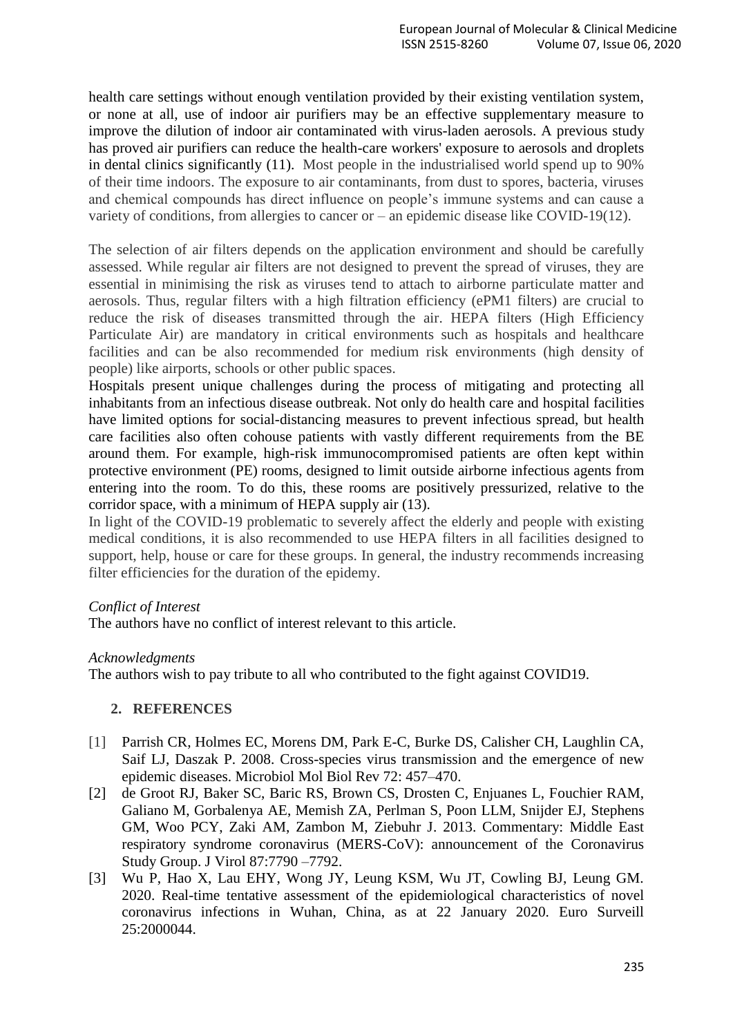health care settings without enough ventilation provided by their existing ventilation system, or none at all, use of indoor air purifiers may be an effective supplementary measure to improve the dilution of indoor air contaminated with virus-laden aerosols. A previous study has proved air purifiers can reduce the health-care workers' exposure to aerosols and droplets in dental clinics significantly (11). Most people in the industrialised world spend up to 90% of their time indoors. The exposure to air contaminants, from dust to spores, bacteria, viruses and chemical compounds has direct influence on people's immune systems and can cause a variety of conditions, from allergies to cancer or – an epidemic disease like COVID-19(12).

The selection of air filters depends on the application environment and should be carefully assessed. While regular air filters are not designed to prevent the spread of viruses, they are essential in minimising the risk as viruses tend to attach to airborne particulate matter and aerosols. Thus, regular filters with a high filtration efficiency (ePM1 filters) are crucial to reduce the risk of diseases transmitted through the air. HEPA filters (High Efficiency Particulate Air) are mandatory in critical environments such as hospitals and healthcare facilities and can be also recommended for medium risk environments (high density of people) like airports, schools or other public spaces.

Hospitals present unique challenges during the process of mitigating and protecting all inhabitants from an infectious disease outbreak. Not only do health care and hospital facilities have limited options for social-distancing measures to prevent infectious spread, but health care facilities also often cohouse patients with vastly different requirements from the BE around them. For example, high-risk immunocompromised patients are often kept within protective environment (PE) rooms, designed to limit outside airborne infectious agents from entering into the room. To do this, these rooms are positively pressurized, relative to the corridor space, with a minimum of HEPA supply air (13).

In light of the COVID-19 problematic to severely affect the elderly and people with existing medical conditions, it is also recommended to use HEPA filters in all facilities designed to support, help, house or care for these groups. In general, the industry recommends increasing filter efficiencies for the duration of the epidemy.

*Conflict of Interest*

The authors have no conflict of interest relevant to this article.

*Acknowledgments*

The authors wish to pay tribute to all who contributed to the fight against COVID19.

## 2. REFERENCES

[1] Parrish CR, Holmes EC, Morens DM, Park E-C, Burke DS, Calisher CH, Laughlin CA, Saif LJ, Daszak P. 2008. Cross-species virus transmission and the emergence of new epidemic diseases. Microbiol Mol Biol Rev 72: 457–470.

[2] de Groot RJ, Baker SC, Baric RS, Brown CS, Drosten C, Enjuanes L, Fouchier RAM, Galiano M, Gorbalenya AE, Memish ZA, Perlman S, Poon LLM, Snijder EJ, Stephens GM, Woo PCY, Zaki AM, Zambon M, Ziebuhr J. 2013. Commentary: Middle East respiratory syndrome coronavirus (MERS-CoV): announcement of the Coronavirus Study Group. J Virol 87:7790 –7792.

[3] Wu P, Hao X, Lau EHY, Wong JY, Leung KSM, Wu JT, Cowling BJ, Leung GM. 2020. Real-time tentative assessment of the epidemiological characteristics of novel coronavirus infections in Wuhan, China, as at 22 January 2020. Euro Surveill 25:2000044.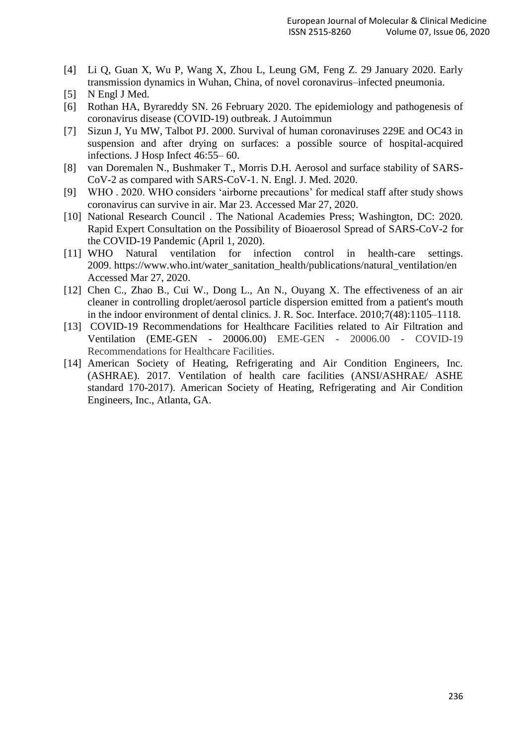[4] Li Q, Guan X, Wu P, Wang X, Zhou L, Leung GM, Feng Z. 29 January 2020. Early transmission dynamics in Wuhan, China, of novel coronavirus–infected pneumonia.

[5] N Engl J Med.

[6] Rothan HA, Byrareddy SN. 26 February 2020. The epidemiology and pathogenesis of coronavirus disease (COVID-19) outbreak. J Autoimmun

[7] Sizun J, Yu MW, Talbot PJ. 2000. Survival of human coronaviruses 229E and OC43 in suspension and after drying on surfaces: a possible source of hospital-acquired infections. J Hosp Infect 46:55– 60.

[8] van Doremalen N., Bushmaker T., Morris D.H. Aerosol and surface stability of SARS-CoV-2 as compared with SARS-CoV-1. N. Engl. J. Med. 2020.

[9] WHO . 2020. WHO considers 'airborne precautions' for medical staff after study shows coronavirus can survive in air. Mar 23. Accessed Mar 27, 2020.

[10] National Research Council . The National Academies Press; Washington, DC: 2020. Rapid Expert Consultation on the Possibility of Bioaerosol Spread of SARS-CoV-2 for the COVID-19 Pandemic (April 1, 2020).

[11] WHO Natural ventilation for infection control in health-care settings. 2009. https://www.who.int/water_sanitation_health/publications/natural_ventilation/en Accessed Mar 27, 2020.

[12] Chen C., Zhao B., Cui W., Dong L., An N., Ouyang X. The effectiveness of an air cleaner in controlling droplet/aerosol particle dispersion emitted from a patient's mouth in the indoor environment of dental clinics. J. R. Soc. Interface. 2010;7(48):1105–1118.

[13] COVID-19 Recommendations for Healthcare Facilities related to Air Filtration and Ventilation (EME-GEN - 20006.00) EME-GEN - 20006.00 - COVID-19 Recommendations for Healthcare Facilities.

[14] American Society of Heating, Refrigerating and Air Condition Engineers, Inc. (ASHRAE). 2017. Ventilation of health care facilities (ANSI/ASHRAE/ ASHE standard 170-2017). American Society of Heating, Refrigerating and Air Condition Engineers, Inc., Atlanta, GA.